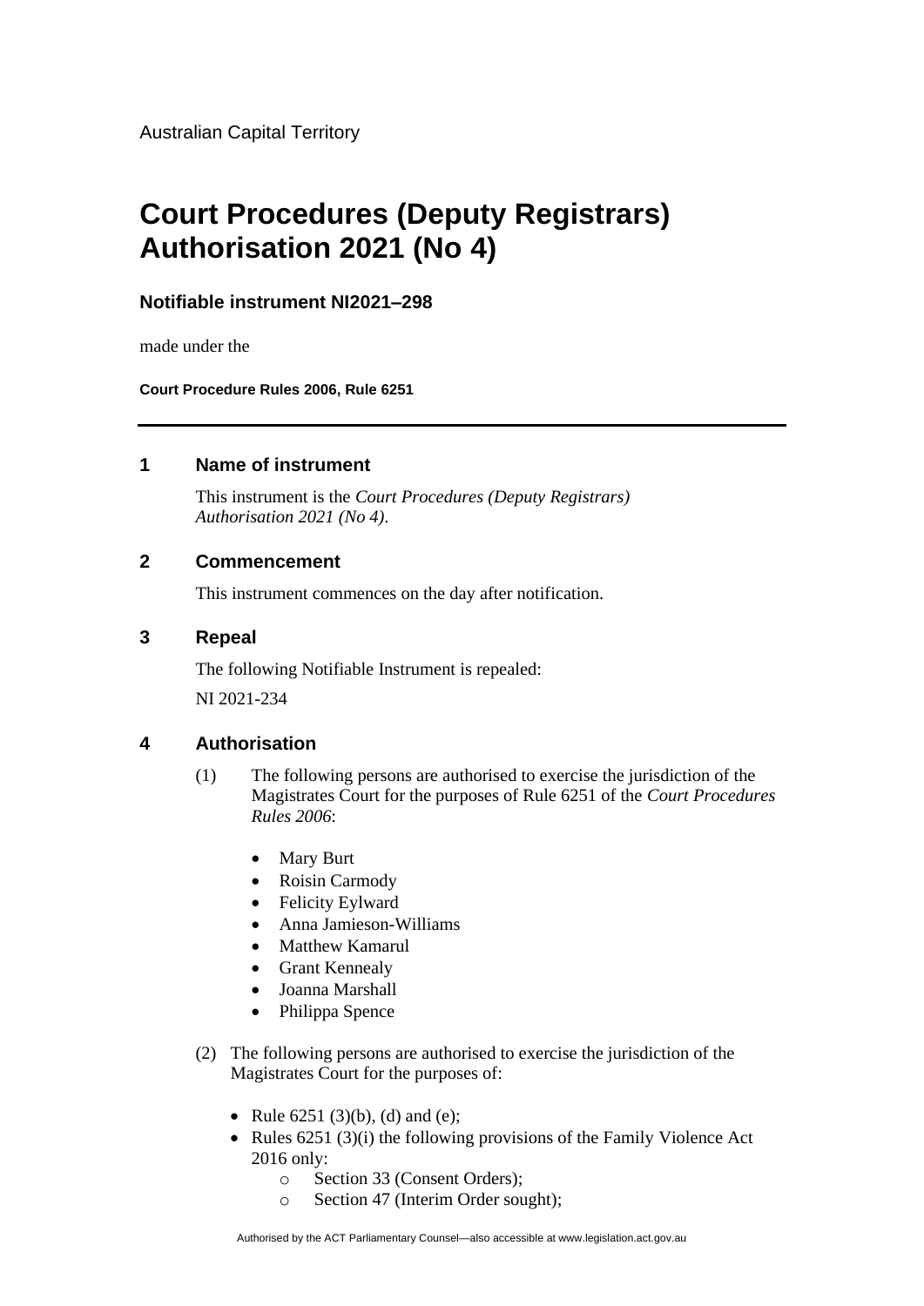Australian Capital Territory

# Court Procedures (Deputy Registrars) Authorisation 2021 (No 4)

### Notifiable instrument NI2021–298

made under the

**Court Procedure Rules 2006, Rule 6251**

---

## 1 Name of instrument

This instrument is the *Court Procedures (Deputy Registrars) Authorisation 2021 (No 4)*.

## 2 Commencement

This instrument commences on the day after notification.

## 3 Repeal

The following Notifiable Instrument is repealed:

NI 2021-234

## 4 Authorisation

(1) The following persons are authorised to exercise the jurisdiction of the Magistrates Court for the purposes of Rule 6251 of the *Court Procedures Rules 2006*:

- Mary Burt
- Roisin Carmody
- Felicity Eylward
- Anna Jamieson-Williams
- Matthew Kamarul
- Grant Kennealy
- Joanna Marshall
- Philippa Spence

(2) The following persons are authorised to exercise the jurisdiction of the Magistrates Court for the purposes of:

- Rule 6251 (3)(b), (d) and (e);
- Rules 6251 (3)(i) the following provisions of the Family Violence Act 2016 only:
    - Section 33 (Consent Orders);
    - Section 47 (Interim Order sought);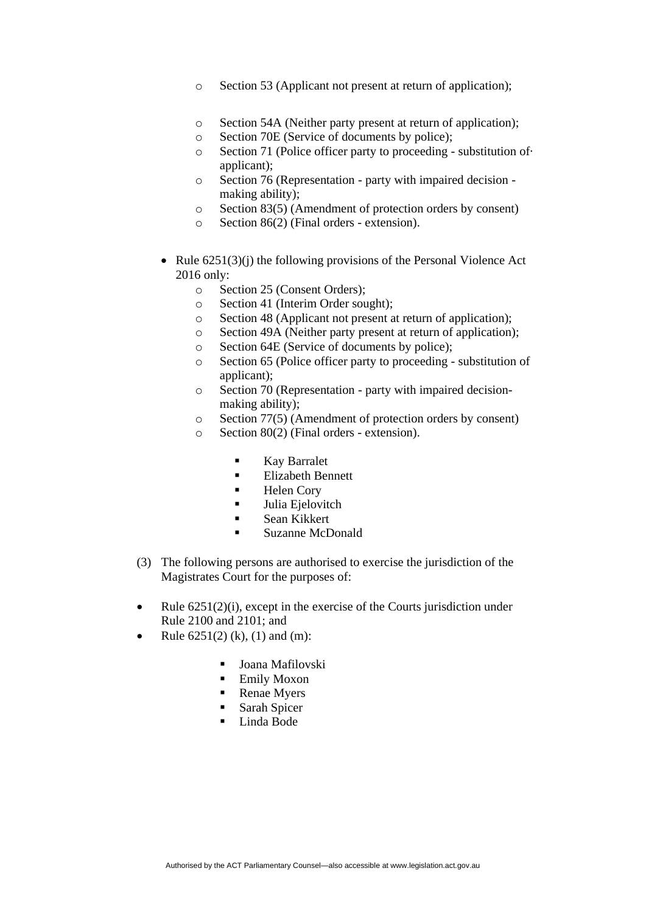- Section 53 (Applicant not present at return of application);
   - Section 54A (Neither party present at return of application);
   - Section 70E (Service of documents by police);
   - Section 71 (Police officer party to proceeding - substitution of· applicant);
   - Section 76 (Representation - party with impaired decision - making ability);
   - Section 83(5) (Amendment of protection orders by consent)
   - Section 86(2) (Final orders - extension).

- Rule 6251(3)(j) the following provisions of the Personal Violence Act 2016 only:
   - Section 25 (Consent Orders);
   - Section 41 (Interim Order sought);
   - Section 48 (Applicant not present at return of application);
   - Section 49A (Neither party present at return of application);
   - Section 64E (Service of documents by police);
   - Section 65 (Police officer party to proceeding - substitution of applicant);
   - Section 70 (Representation - party with impaired decision-making ability);
   - Section 77(5) (Amendment of protection orders by consent)
   - Section 80(2) (Final orders - extension).
      - Kay Barralet
      - Elizabeth Bennett
      - Helen Cory
      - Julia Ejelovitch
      - Sean Kikkert
      - Suzanne McDonald

(3) The following persons are authorised to exercise the jurisdiction of the Magistrates Court for the purposes of:

- Rule 6251(2)(i), except in the exercise of the Courts jurisdiction under Rule 2100 and 2101; and
- Rule 6251(2) (k), (1) and (m):
   - Joana Mafilovski
   - Emily Moxon
   - Renae Myers
   - Sarah Spicer
   - Linda Bode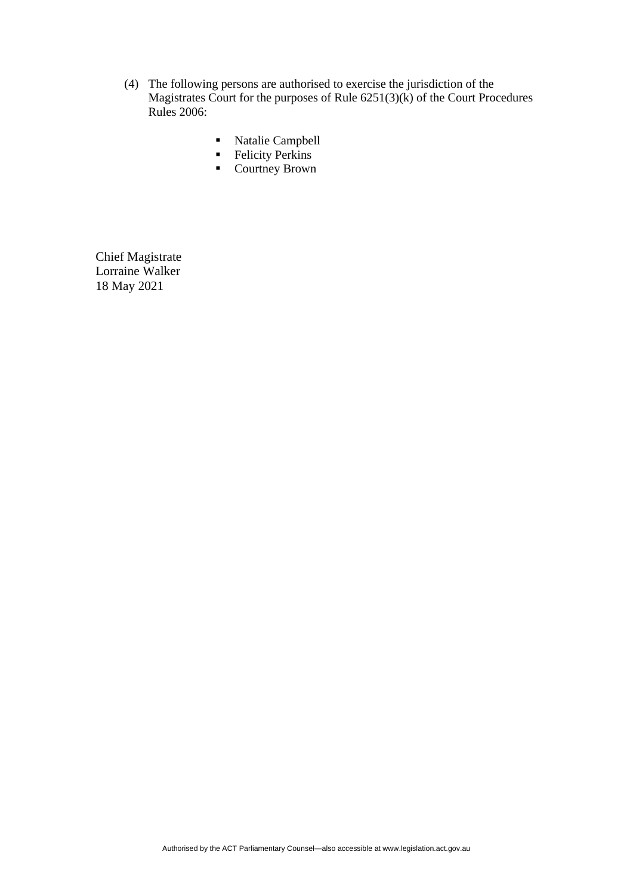(4) The following persons are authorised to exercise the jurisdiction of the Magistrates Court for the purposes of Rule 6251(3)(k) of the Court Procedures Rules 2006:

- Natalie Campbell
- Felicity Perkins
- Courtney Brown

Chief Magistrate
Lorraine Walker
18 May 2021